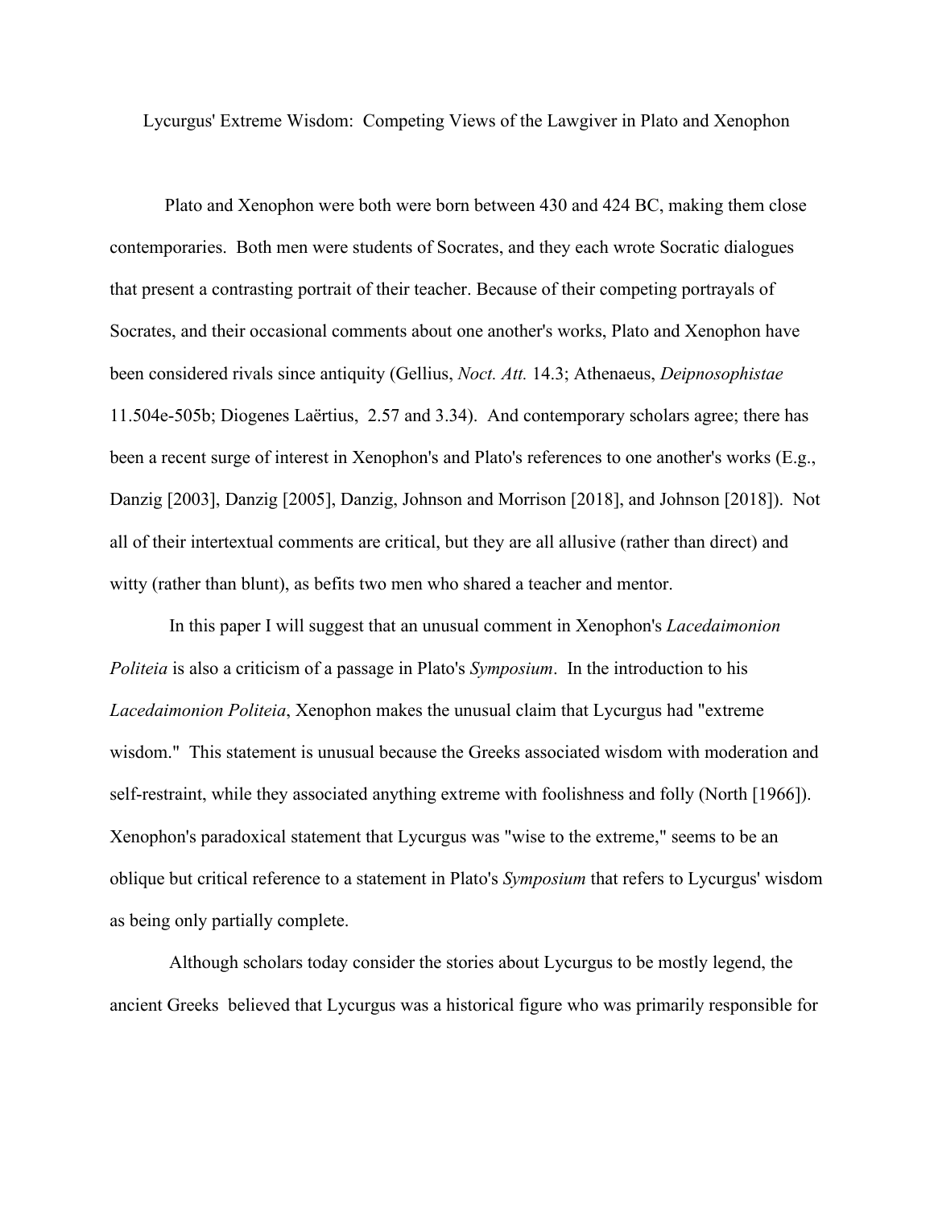# Lycurgus' Extreme Wisdom: Competing Views of the Lawgiver in Plato and Xenophon

Plato and Xenophon were both were born between 430 and 424 BC, making them close contemporaries. Both men were students of Socrates, and they each wrote Socratic dialogues that present a contrasting portrait of their teacher. Because of their competing portrayals of Socrates, and their occasional comments about one another's works, Plato and Xenophon have been considered rivals since antiquity (Gellius, *Noct. Att.* 14.3; Athenaeus, *Deipnosophistae* 11.504e-505b; Diogenes Laërtius, 2.57 and 3.34). And contemporary scholars agree; there has been a recent surge of interest in Xenophon's and Plato's references to one another's works (E.g., Danzig [2003], Danzig [2005], Danzig, Johnson and Morrison [2018], and Johnson [2018]). Not all of their intertextual comments are critical, but they are all allusive (rather than direct) and witty (rather than blunt), as befits two men who shared a teacher and mentor.

In this paper I will suggest that an unusual comment in Xenophon's *Lacedaimonion Politeia* is also a criticism of a passage in Plato's *Symposium*. In the introduction to his *Lacedaimonion Politeia*, Xenophon makes the unusual claim that Lycurgus had "extreme wisdom." This statement is unusual because the Greeks associated wisdom with moderation and self-restraint, while they associated anything extreme with foolishness and folly (North [1966]). Xenophon's paradoxical statement that Lycurgus was "wise to the extreme," seems to be an oblique but critical reference to a statement in Plato's *Symposium* that refers to Lycurgus' wisdom as being only partially complete.

Although scholars today consider the stories about Lycurgus to be mostly legend, the ancient Greeks believed that Lycurgus was a historical figure who was primarily responsible for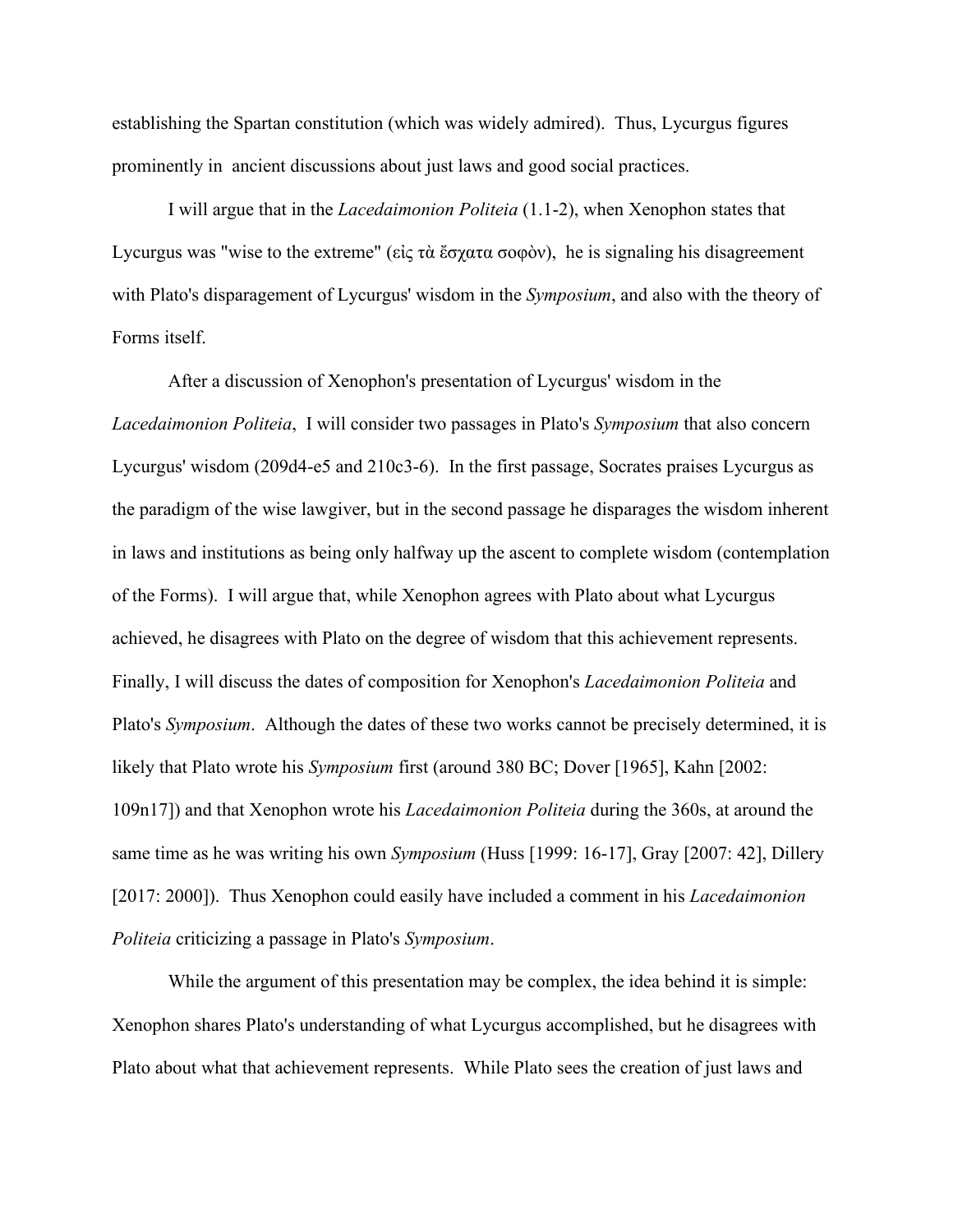establishing the Spartan constitution (which was widely admired). Thus, Lycurgus figures prominently in ancient discussions about just laws and good social practices.

I will argue that in the *Lacedaimonion Politeia* (1.1-2), when Xenophon states that Lycurgus was "wise to the extreme" (εἰς τὰ ἔσχατα σοφὸν), he is signaling his disagreement with Plato's disparagement of Lycurgus' wisdom in the *Symposium*, and also with the theory of Forms itself.

After a discussion of Xenophon's presentation of Lycurgus' wisdom in the *Lacedaimonion Politeia*, I will consider two passages in Plato's *Symposium* that also concern Lycurgus' wisdom (209d4-e5 and 210c3-6). In the first passage, Socrates praises Lycurgus as the paradigm of the wise lawgiver, but in the second passage he disparages the wisdom inherent in laws and institutions as being only halfway up the ascent to complete wisdom (contemplation of the Forms). I will argue that, while Xenophon agrees with Plato about what Lycurgus achieved, he disagrees with Plato on the degree of wisdom that this achievement represents. Finally, I will discuss the dates of composition for Xenophon's *Lacedaimonion Politeia* and Plato's *Symposium*. Although the dates of these two works cannot be precisely determined, it is likely that Plato wrote his *Symposium* first (around 380 BC; Dover [1965], Kahn [2002: 109n17]) and that Xenophon wrote his *Lacedaimonion Politeia* during the 360s, at around the same time as he was writing his own *Symposium* (Huss [1999: 16-17], Gray [2007: 42], Dillery [2017: 2000]). Thus Xenophon could easily have included a comment in his *Lacedaimonion Politeia* criticizing a passage in Plato's *Symposium*.

While the argument of this presentation may be complex, the idea behind it is simple: Xenophon shares Plato's understanding of what Lycurgus accomplished, but he disagrees with Plato about what that achievement represents. While Plato sees the creation of just laws and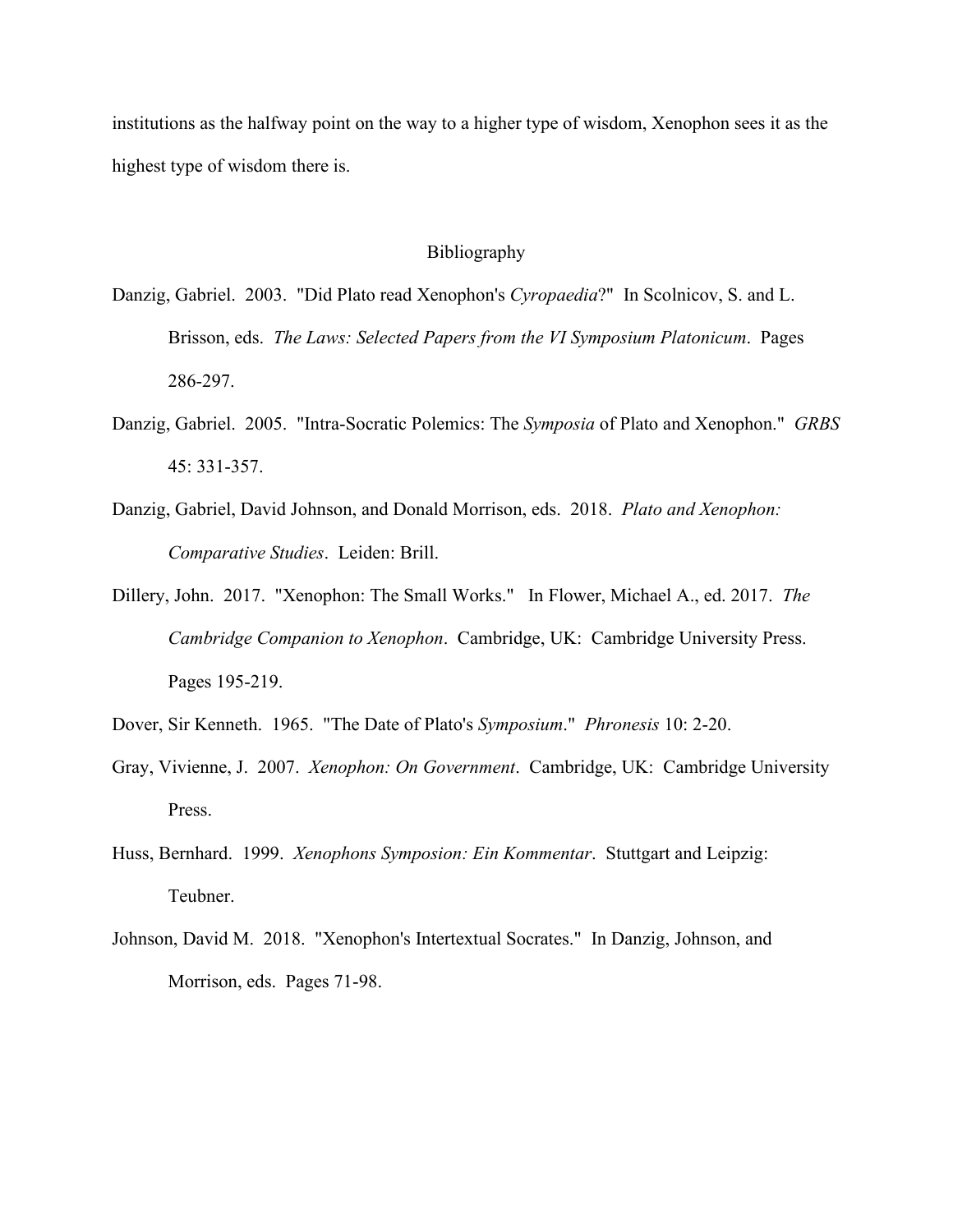institutions as the halfway point on the way to a higher type of wisdom, Xenophon sees it as the highest type of wisdom there is.

## Bibliography

Danzig, Gabriel. 2003. "Did Plato read Xenophon's *Cyropaedia*?" In Scolnicov, S. and L. Brisson, eds. *The Laws: Selected Papers from the VI Symposium Platonicum*. Pages 286-297.

Danzig, Gabriel. 2005. "Intra-Socratic Polemics: The *Symposia* of Plato and Xenophon." *GRBS* 45: 331-357.

Danzig, Gabriel, David Johnson, and Donald Morrison, eds. 2018. *Plato and Xenophon: Comparative Studies*. Leiden: Brill.

Dillery, John. 2017. "Xenophon: The Small Works." In Flower, Michael A., ed. 2017. *The Cambridge Companion to Xenophon*. Cambridge, UK: Cambridge University Press. Pages 195-219.

Dover, Sir Kenneth. 1965. "The Date of Plato's *Symposium*." *Phronesis* 10: 2-20.

Gray, Vivienne, J. 2007. *Xenophon: On Government*. Cambridge, UK: Cambridge University Press.

Huss, Bernhard. 1999. *Xenophons Symposion: Ein Kommentar*. Stuttgart and Leipzig: Teubner.

Johnson, David M. 2018. "Xenophon's Intertextual Socrates." In Danzig, Johnson, and Morrison, eds. Pages 71-98.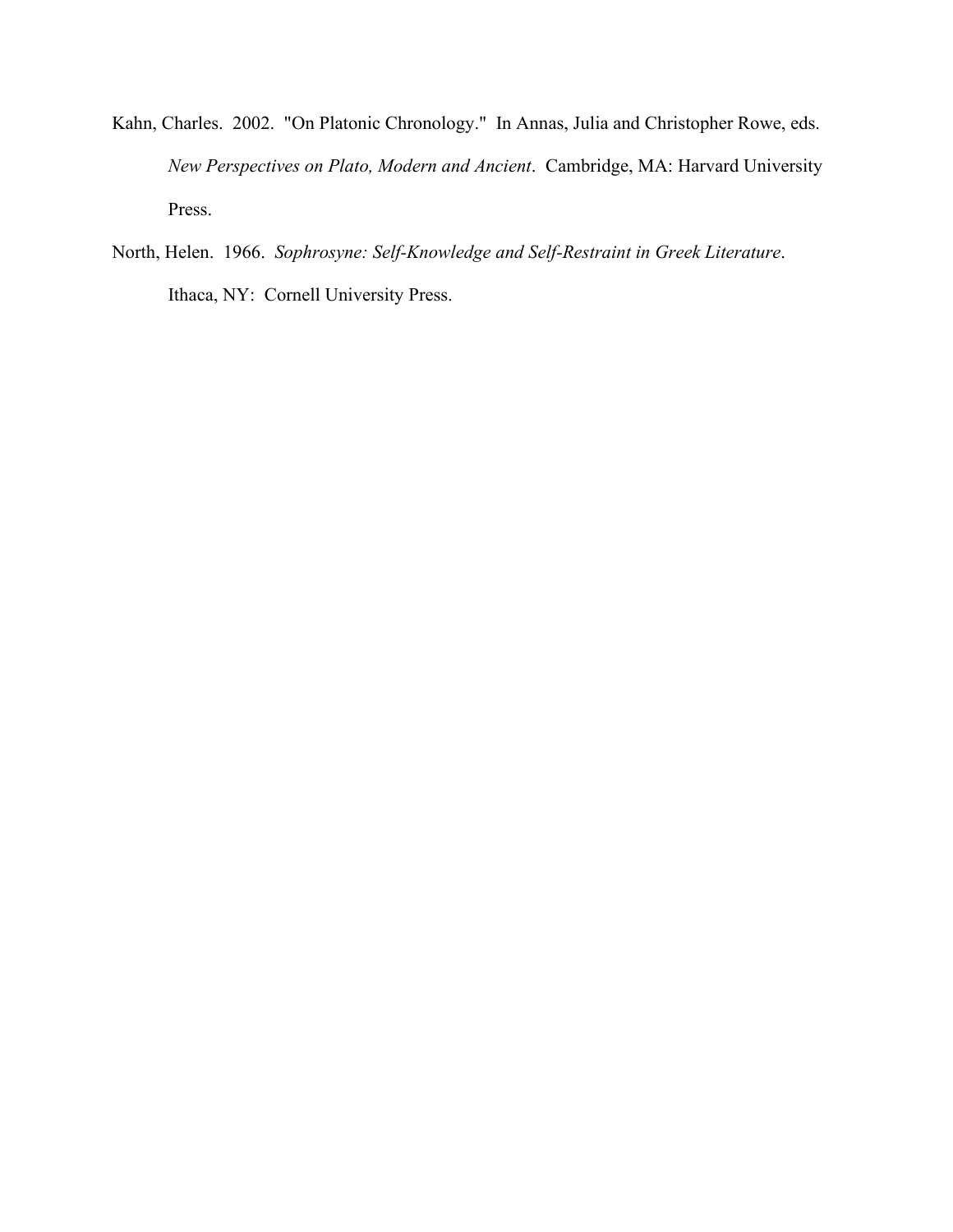Kahn, Charles. 2002. "On Platonic Chronology." In Annas, Julia and Christopher Rowe, eds. *New Perspectives on Plato, Modern and Ancient*. Cambridge, MA: Harvard University Press.

North, Helen. 1966. *Sophrosyne: Self-Knowledge and Self-Restraint in Greek Literature*. Ithaca, NY: Cornell University Press.